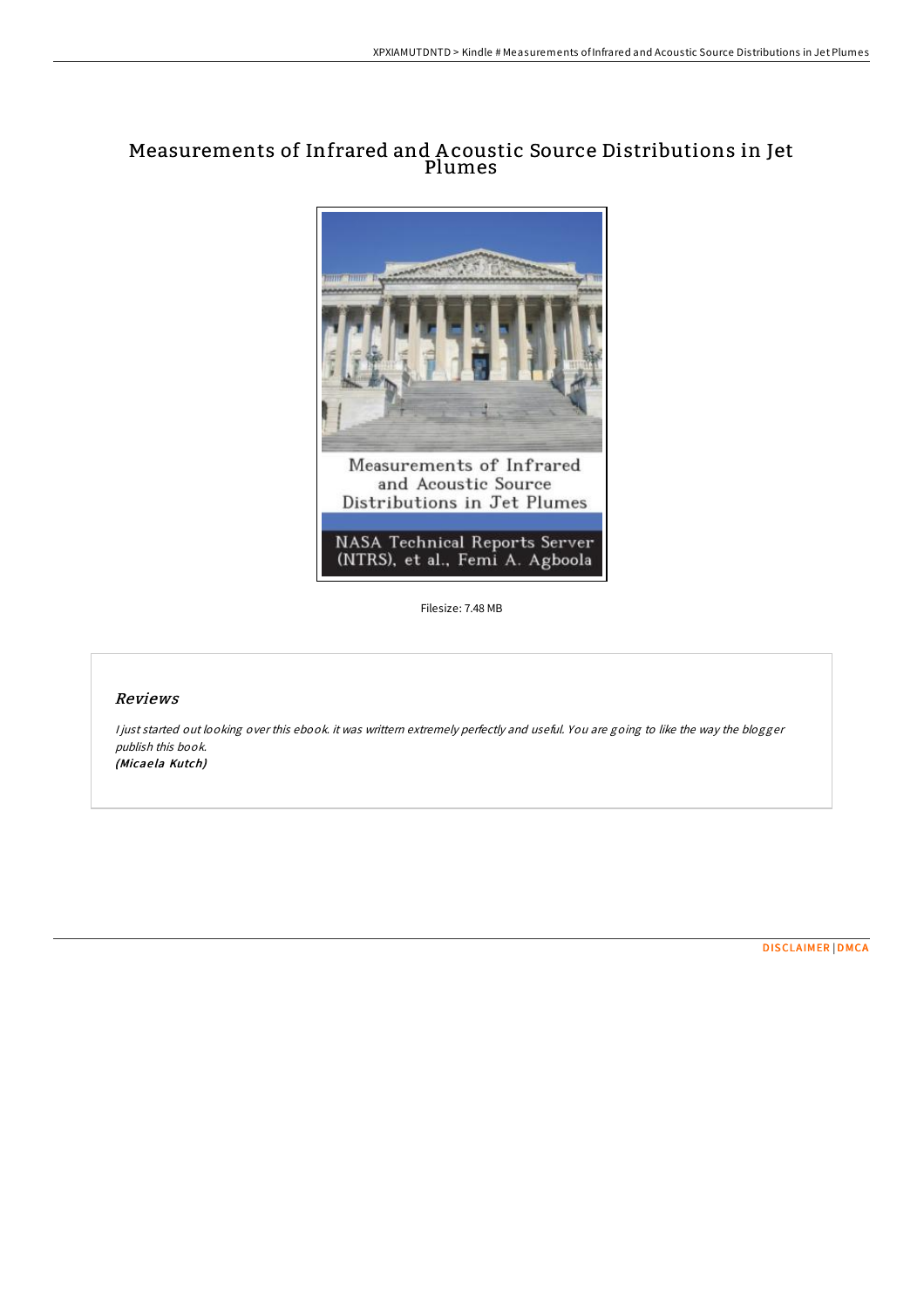# Measurements of Infrared and Acoustic Source Distributions in Jet Plumes

Filesize: 7.48 MB

## *Reviews*

*I just started out looking over this ebook. it was writtern extremely perfectly and useful. You are going to like the way the blogger publish this book.*
***(Micaela Kutch)***

DISCLAIMER | DMCA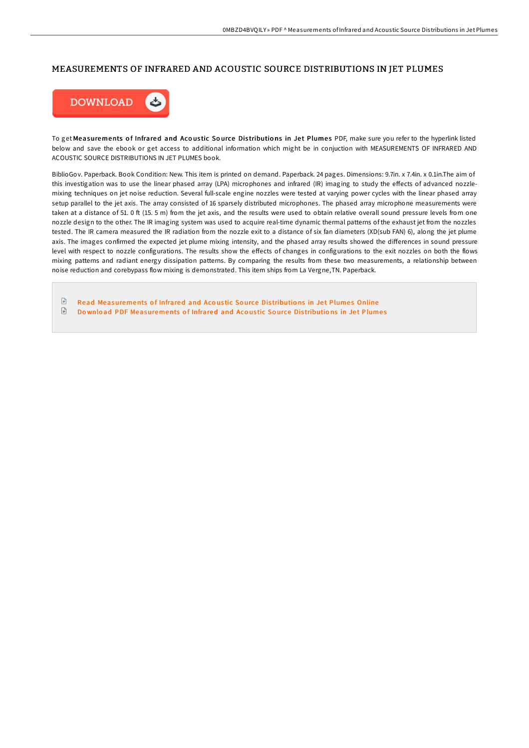# MEASUREMENTS OF INFRARED AND ACOUSTIC SOURCE DISTRIBUTIONS IN JET PLUMES

DOWNLOAD

To get **Measurements of Infrared and Acoustic Source Distributions in Jet Plumes** PDF, make sure you refer to the hyperlink listed below and save the ebook or get access to additional information which might be in conjuction with MEASUREMENTS OF INFRARED AND ACOUSTIC SOURCE DISTRIBUTIONS IN JET PLUMES book.

BiblioGov. Paperback. Book Condition: New. This item is printed on demand. Paperback. 24 pages. Dimensions: 9.7in. x 7.4in. x 0.1in.The aim of this investigation was to use the linear phased array (LPA) microphones and infrared (IR) imaging to study the effects of advanced nozzle-mixing techniques on jet noise reduction. Several full-scale engine nozzles were tested at varying power cycles with the linear phased array setup parallel to the jet axis. The array consisted of 16 sparsely distributed microphones. The phased array microphone measurements were taken at a distance of 51. 0 ft (15. 5 m) from the jet axis, and the results were used to obtain relative overall sound pressure levels from one nozzle design to the other. The IR imaging system was used to acquire real-time dynamic thermal patterns of the exhaust jet from the nozzles tested. The IR camera measured the IR radiation from the nozzle exit to a distance of six fan diameters (XD(sub FAN) 6), along the jet plume axis. The images confirmed the expected jet plume mixing intensity, and the phased array results showed the differences in sound pressure level with respect to nozzle configurations. The results show the effects of changes in configurations to the exit nozzles on both the flows mixing patterns and radiant energy dissipation patterns. By comparing the results from these two measurements, a relationship between noise reduction and corebypass flow mixing is demonstrated. This item ships from La Vergne,TN. Paperback.

- Read Measurements of Infrared and Acoustic Source Distributions in Jet Plumes Online
- Download PDF Measurements of Infrared and Acoustic Source Distributions in Jet Plumes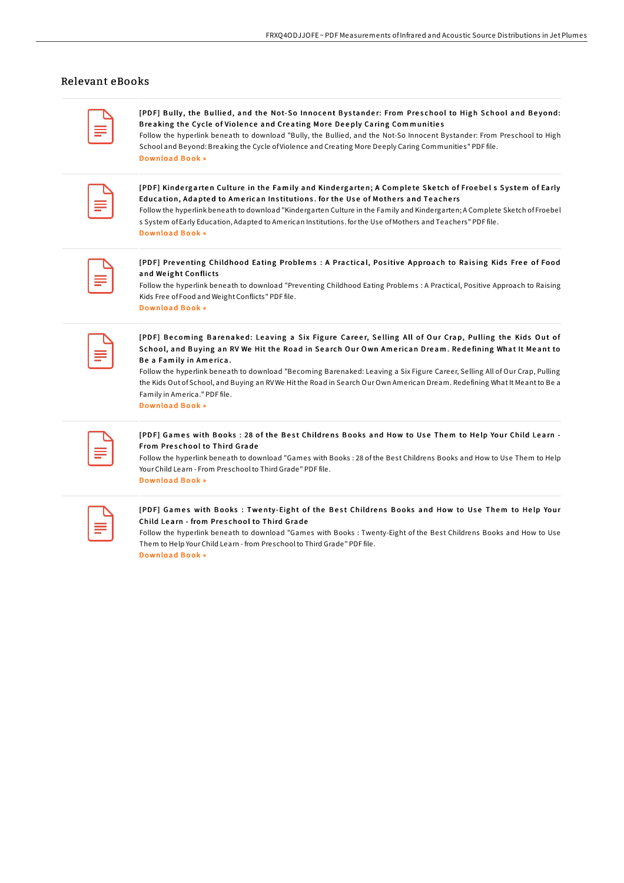## Relevant eBooks

[PDF] Bully, the Bullied, and the Not-So Innocent Bystander: From Preschool to High School and Beyond: Breaking the Cycle of Violence and Creating More Deeply Caring Communities

Follow the hyperlink beneath to download "Bully, the Bullied, and the Not-So Innocent Bystander: From Preschool to High School and Beyond: Breaking the Cycle of Violence and Creating More Deeply Caring Communities" PDF file.

Download Book »

[PDF] Kindergarten Culture in the Family and Kindergarten; A Complete Sketch of Froebel s System of Early Education, Adapted to American Institutions. for the Use of Mothers and Teachers

Follow the hyperlink beneath to download "Kindergarten Culture in the Family and Kindergarten; A Complete Sketch of Froebel s System of Early Education, Adapted to American Institutions. for the Use of Mothers and Teachers" PDF file.

Download Book »

[PDF] Preventing Childhood Eating Problems : A Practical, Positive Approach to Raising Kids Free of Food and Weight Conflicts

Follow the hyperlink beneath to download "Preventing Childhood Eating Problems : A Practical, Positive Approach to Raising Kids Free of Food and Weight Conflicts" PDF file.

Download Book »

[PDF] Becoming Barenaked: Leaving a Six Figure Career, Selling All of Our Crap, Pulling the Kids Out of School, and Buying an RV We Hit the Road in Search Our Own American Dream. Redefining What It Meant to Be a Family in America.

Follow the hyperlink beneath to download "Becoming Barenaked: Leaving a Six Figure Career, Selling All of Our Crap, Pulling the Kids Out of School, and Buying an RV We Hit the Road in Search Our Own American Dream. Redefining What It Meant to Be a Family in America." PDF file.

Download Book »

[PDF] Games with Books : 28 of the Best Childrens Books and How to Use Them to Help Your Child Learn - From Preschool to Third Grade

Follow the hyperlink beneath to download "Games with Books : 28 of the Best Childrens Books and How to Use Them to Help Your Child Learn - From Preschool to Third Grade" PDF file.

Download Book »

[PDF] Games with Books : Twenty-Eight of the Best Childrens Books and How to Use Them to Help Your Child Learn - from Preschool to Third Grade

Follow the hyperlink beneath to download "Games with Books : Twenty-Eight of the Best Childrens Books and How to Use Them to Help Your Child Learn - from Preschool to Third Grade" PDF file.

Download Book »